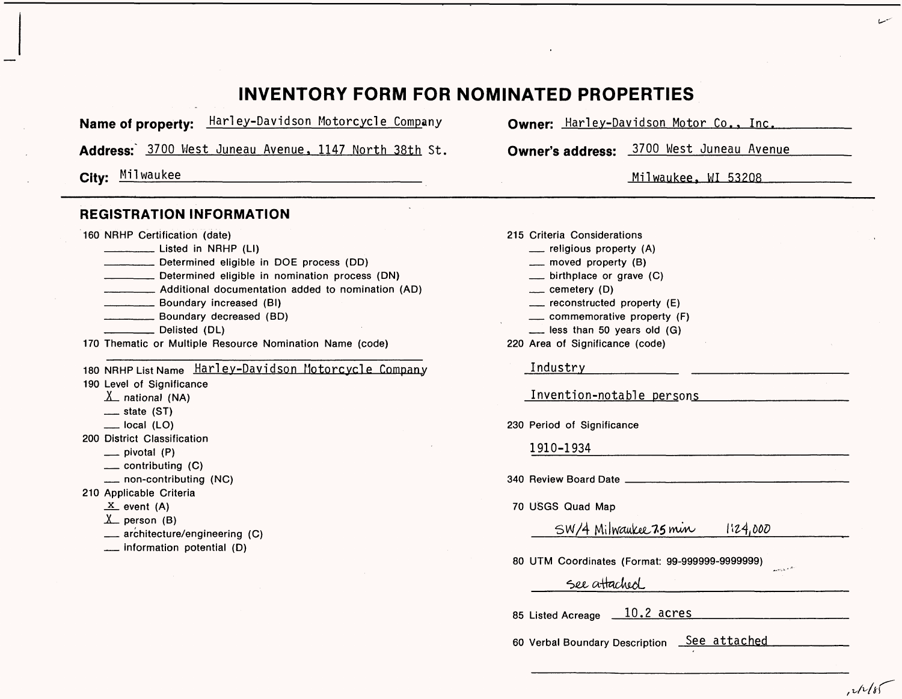# INVENTORY FORM FOR NOMINATED PROPERTIES

**Name of property:** Harley-Davidson Motorcycle Company

**Address:** 3700 West Juneau Avenue, 1147 North 38th St.

**City:** Milwaukee

**Owner:** Harley-Davidson Motor Co., Inc.

**Owner's address:** 3700 West Juneau Avenue
Milwaukee, WI 53208

## REGISTRATION INFORMATION

160 NRHP Certification (date)
- ________ Listed in NRHP (LI)
- ________ Determined eligible in DOE process (DD)
- ________ Determined eligible in nomination process (DN)
- ________ Additional documentation added to nomination (AD)
- ________ Boundary increased (BI)
- ________ Boundary decreased (BD)
- ________ Delisted (DL)

170 Thematic or Multiple Resource Nomination Name (code)
________

180 NRHP List Name Harley-Davidson Motorcycle Company

190 Level of Significance
- X national (NA)
- __ state (ST)
- __ local (LO)

200 District Classification
- __ pivotal (P)
- __ contributing (C)
- __ non-contributing (NC)

210 Applicable Criteria
- X event (A)
- X person (B)
- __ architecture/engineering (C)
- __ information potential (D)

215 Criteria Considerations
- __ religious property (A)
- __ moved property (B)
- __ birthplace or grave (C)
- __ cemetery (D)
- __ reconstructed property (E)
- __ commemorative property (F)
- __ less than 50 years old (G)

220 Area of Significance (code)

Industry

Invention-notable persons

230 Period of Significance

1910-1934

340 Review Board Date ________

70 USGS Quad Map

SW/4 Milwaukee 7.5 min 1:24,000

80 UTM Coordinates (Format: 99-999999-9999999)

see attached

85 Listed Acreage 10.2 acres

60 Verbal Boundary Description See attached

2/2/85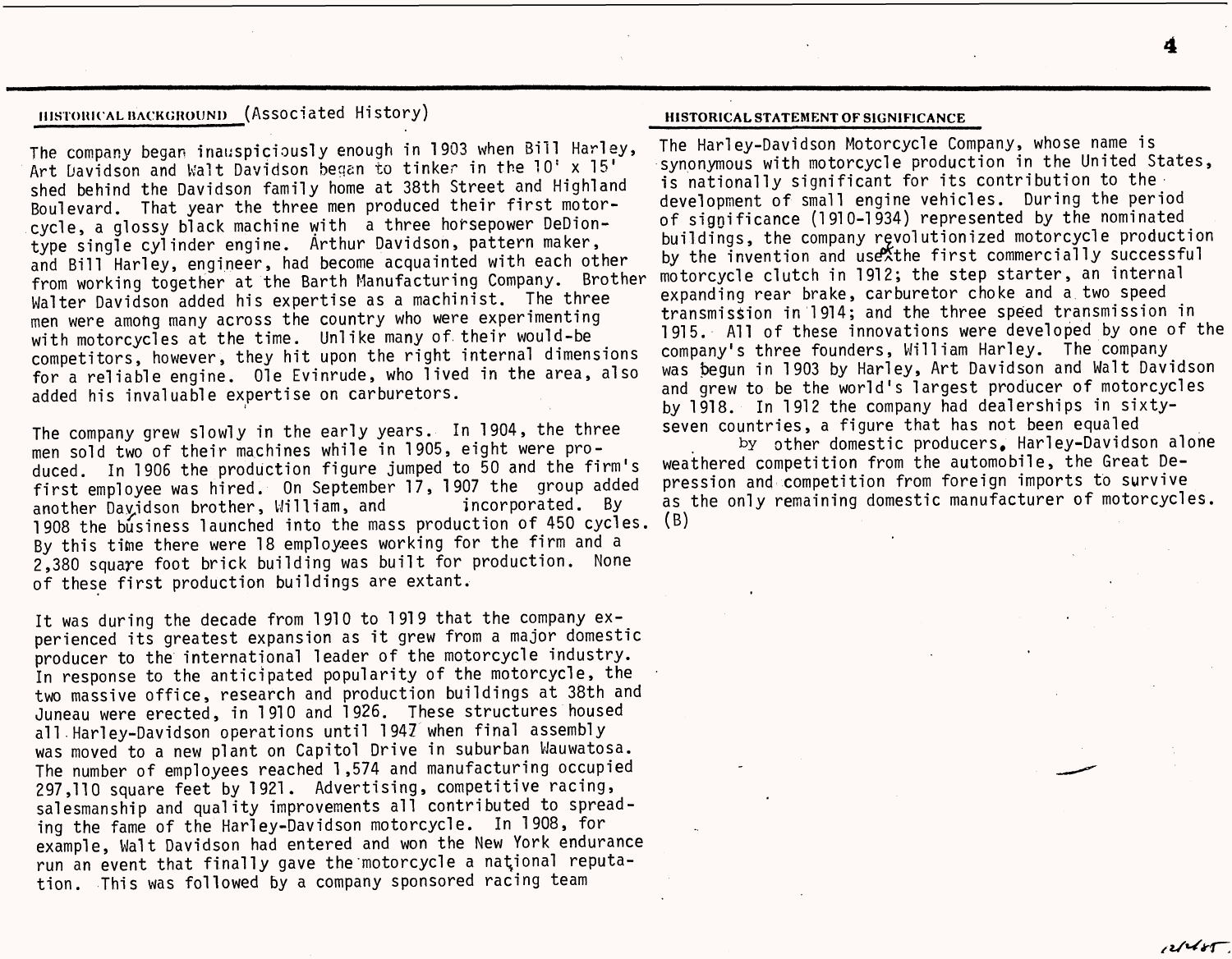## HISTORICAL BACKGROUND (Associated History)

The company began inauspiciously enough in 1903 when Bill Harley, Art Davidson and Walt Davidson began to tinker in the 10' x 15' shed behind the Davidson family home at 38th Street and Highland Boulevard. That year the three men produced their first motorcycle, a glossy black machine with a three horsepower DeDion-type single cylinder engine. Arthur Davidson, pattern maker, and Bill Harley, engineer, had become acquainted with each other from working together at the Barth Manufacturing Company. Brother Walter Davidson added his expertise as a machinist. The three men were among many across the country who were experimenting with motorcycles at the time. Unlike many of their would-be competitors, however, they hit upon the right internal dimensions for a reliable engine. Ole Evinrude, who lived in the area, also added his invaluable expertise on carburetors.

The company grew slowly in the early years. In 1904, the three men sold two of their machines while in 1905, eight were produced. In 1906 the production figure jumped to 50 and the firm's first employee was hired. On September 17, 1907 the group added another Davidson brother, William, and incorporated. By 1908 the business launched into the mass production of 450 cycles. By this time there were 18 employees working for the firm and a 2,380 square foot brick building was built for production. None of these first production buildings are extant.

It was during the decade from 1910 to 1919 that the company experienced its greatest expansion as it grew from a major domestic producer to the international leader of the motorcycle industry. In response to the anticipated popularity of the motorcycle, the two massive office, research and production buildings at 38th and Juneau were erected, in 1910 and 1926. These structures housed all Harley-Davidson operations until 1947 when final assembly was moved to a new plant on Capitol Drive in suburban Wauwatosa. The number of employees reached 1,574 and manufacturing occupied 297,110 square feet by 1921. Advertising, competitive racing, salesmanship and quality improvements all contributed to spreading the fame of the Harley-Davidson motorcycle. In 1908, for example, Walt Davidson had entered and won the New York endurance run an event that finally gave the motorcycle a national reputation. This was followed by a company sponsored racing team

## HISTORICAL STATEMENT OF SIGNIFICANCE

The Harley-Davidson Motorcycle Company, whose name is synonymous with motorcycle production in the United States, is nationally significant for its contribution to the development of small engine vehicles. During the period of significance (1910-1934) represented by the nominated buildings, the company revolutionized motorcycle production by the invention and use of the first commercially successful motorcycle clutch in 1912; the step starter, an internal expanding rear brake, carburetor choke and a two speed transmission in 1914; and the three speed transmission in 1915. All of these innovations were developed by one of the company's three founders, William Harley. The company was begun in 1903 by Harley, Art Davidson and Walt Davidson and grew to be the world's largest producer of motorcycles by 1918. In 1912 the company had dealerships in sixty-seven countries, a figure that has not been equaled by other domestic producers. Harley-Davidson alone weathered competition from the automobile, the Great Depression and competition from foreign imports to survive as the only remaining domestic manufacturer of motorcycles. (B)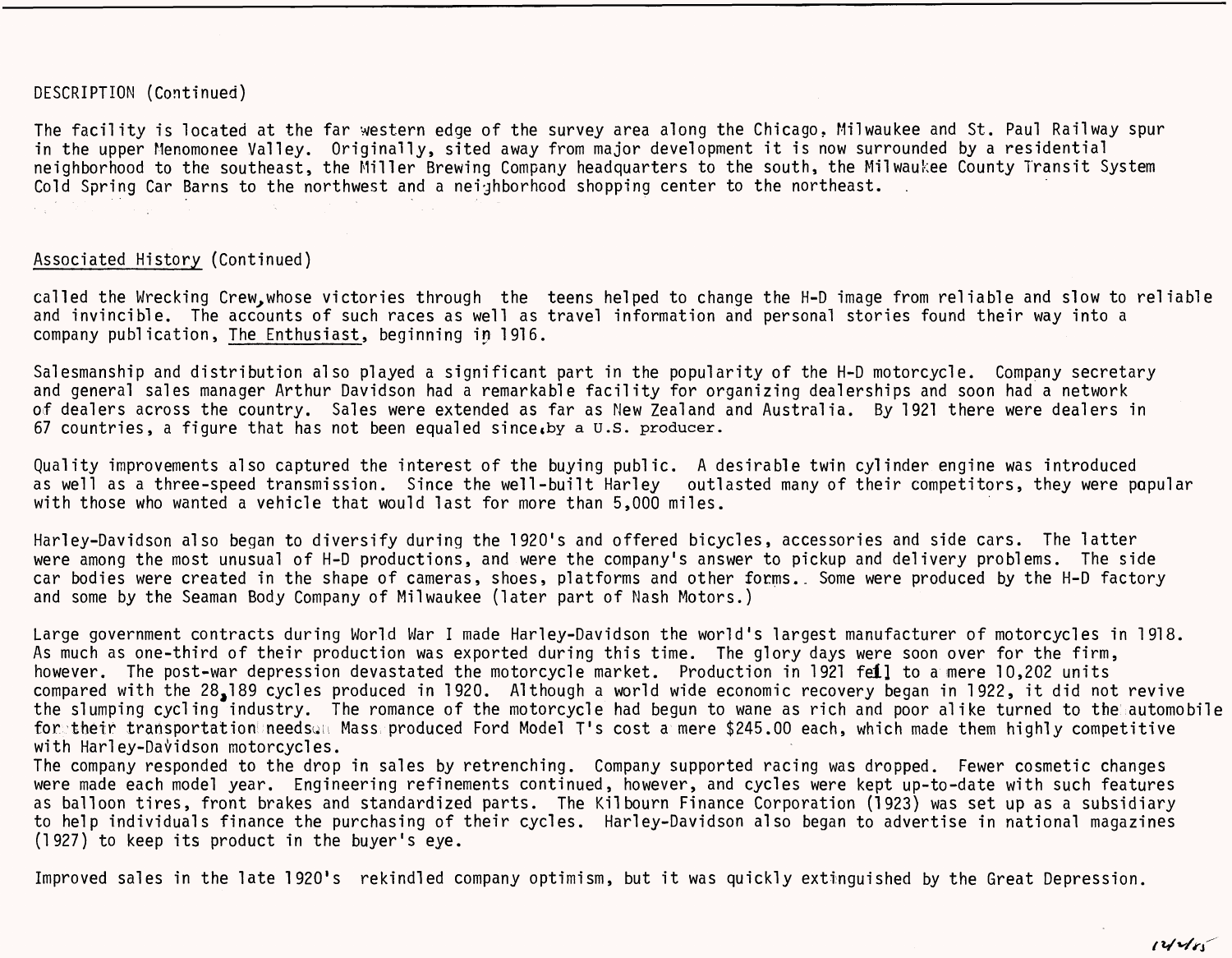DESCRIPTION (Continued)

The facility is located at the far western edge of the survey area along the Chicago, Milwaukee and St. Paul Railway spur in the upper Menomonee Valley. Originally, sited away from major development it is now surrounded by a residential neighborhood to the southeast, the Miller Brewing Company headquarters to the south, the Milwaukee County Transit System Cold Spring Car Barns to the northwest and a neighborhood shopping center to the northeast.

Associated History (Continued)

called the Wrecking Crew, whose victories through the teens helped to change the H-D image from reliable and slow to reliable and invincible. The accounts of such races as well as travel information and personal stories found their way into a company publication, The Enthusiast, beginning in 1916.

Salesmanship and distribution also played a significant part in the popularity of the H-D motorcycle. Company secretary and general sales manager Arthur Davidson had a remarkable facility for organizing dealerships and soon had a network of dealers across the country. Sales were extended as far as New Zealand and Australia. By 1921 there were dealers in 67 countries, a figure that has not been equaled since by a U.S. producer.

Quality improvements also captured the interest of the buying public. A desirable twin cylinder engine was introduced as well as a three-speed transmission. Since the well-built Harley outlasted many of their competitors, they were popular with those who wanted a vehicle that would last for more than 5,000 miles.

Harley-Davidson also began to diversify during the 1920's and offered bicycles, accessories and side cars. The latter were among the most unusual of H-D productions, and were the company's answer to pickup and delivery problems. The side car bodies were created in the shape of cameras, shoes, platforms and other forms. Some were produced by the H-D factory and some by the Seaman Body Company of Milwaukee (later part of Nash Motors.)

Large government contracts during World War I made Harley-Davidson the world's largest manufacturer of motorcycles in 1918. As much as one-third of their production was exported during this time. The glory days were soon over for the firm, however. The post-war depression devastated the motorcycle market. Production in 1921 fell to a mere 10,202 units compared with the 28,189 cycles produced in 1920. Although a world wide economic recovery began in 1922, it did not revive the slumping cycling industry. The romance of the motorcycle had begun to wane as rich and poor alike turned to the automobile for their transportation needs. Mass produced Ford Model T's cost a mere $245.00 each, which made them highly competitive with Harley-Davidson motorcycles.
The company responded to the drop in sales by retrenching. Company supported racing was dropped. Fewer cosmetic changes were made each model year. Engineering refinements continued, however, and cycles were kept up-to-date with such features as balloon tires, front brakes and standardized parts. The Kilbourn Finance Corporation (1923) was set up as a subsidiary to help individuals finance the purchasing of their cycles. Harley-Davidson also began to advertise in national magazines (1927) to keep its product in the buyer's eye.

Improved sales in the late 1920's rekindled company optimism, but it was quickly extinguished by the Great Depression.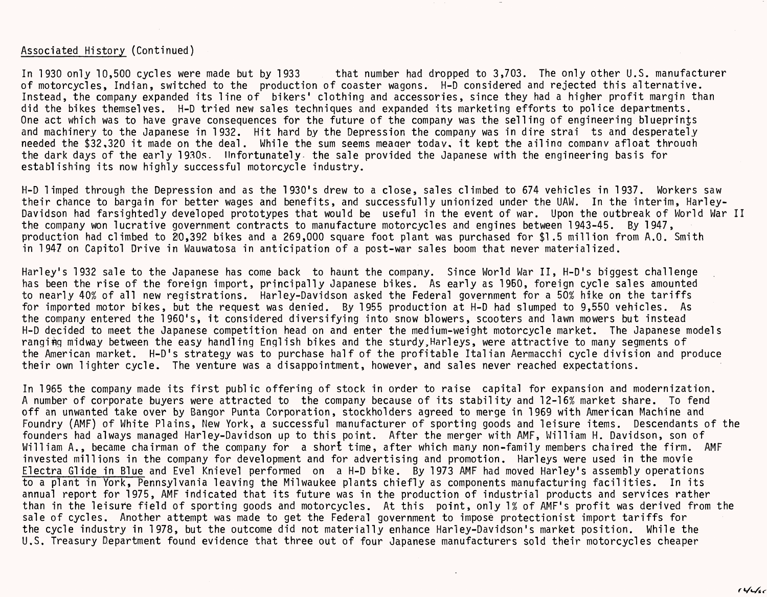Associated History (Continued)

In 1930 only 10,500 cycles were made but by 1933 that number had dropped to 3,703. The only other U.S. manufacturer of motorcycles, Indian, switched to the production of coaster wagons. H-D considered and rejected this alternative. Instead, the company expanded its line of bikers' clothing and accessories, since they had a higher profit margin than did the bikes themselves. H-D tried new sales techniques and expanded its marketing efforts to police departments. One act which was to have grave consequences for the future of the company was the selling of engineering blueprints and machinery to the Japanese in 1932. Hit hard by the Depression the company was in dire strai ts and desperately needed the $32,320 it made on the deal. While the sum seems meager today, it kept the ailing company afloat through the dark days of the early 1930s. Unfortunately, the sale provided the Japanese with the engineering basis for establishing its now highly successful motorcycle industry.

H-D limped through the Depression and as the 1930's drew to a close, sales climbed to 674 vehicles in 1937. Workers saw their chance to bargain for better wages and benefits, and successfully unionized under the UAW. In the interim, Harley-Davidson had farsightedly developed prototypes that would be useful in the event of war. Upon the outbreak of World War II the company won lucrative government contracts to manufacture motorcycles and engines between 1943-45. By 1947, production had climbed to 20,392 bikes and a 269,000 square foot plant was purchased for $1.5 million from A.O. Smith in 1947 on Capitol Drive in Wauwatosa in anticipation of a post-war sales boom that never materialized.

Harley's 1932 sale to the Japanese has come back to haunt the company. Since World War II, H-D's biggest challenge has been the rise of the foreign import, principally Japanese bikes. As early as 1950, foreign cycle sales amounted to nearly 40% of all new registrations. Harley-Davidson asked the Federal government for a 50% hike on the tariffs for imported motor bikes, but the request was denied. By 1955 production at H-D had slumped to 9,550 vehicles. As the company entered the 1960's, it considered diversifying into snow blowers, scooters and lawn mowers but instead H-D decided to meet the Japanese competition head on and enter the medium-weight motorcycle market. The Japanese models ranging midway between the easy handling English bikes and the sturdy Harleys, were attractive to many segments of the American market. H-D's strategy was to purchase half of the profitable Italian Aermacchi cycle division and produce their own lighter cycle. The venture was a disappointment, however, and sales never reached expectations.

In 1965 the company made its first public offering of stock in order to raise capital for expansion and modernization. A number of corporate buyers were attracted to the company because of its stability and 12-16% market share. To fend off an unwanted take over by Bangor Punta Corporation, stockholders agreed to merge in 1969 with American Machine and Foundry (AMF) of White Plains, New York, a successful manufacturer of sporting goods and leisure items. Descendants of the founders had always managed Harley-Davidson up to this point. After the merger with AMF, William H. Davidson, son of William A., became chairman of the company for a short time, after which many non-family members chaired the firm. AMF invested millions in the company for development and for advertising and promotion. Harleys were used in the movie Electra Glide in Blue and Evel Knievel performed on a H-D bike. By 1973 AMF had moved Harley's assembly operations to a plant in York, Pennsylvania leaving the Milwaukee plants chiefly as components manufacturing facilities. In its annual report for 1975, AMF indicated that its future was in the production of industrial products and services rather than in the leisure field of sporting goods and motorcycles. At this point, only 1% of AMF's profit was derived from the sale of cycles. Another attempt was made to get the Federal government to impose protectionist import tariffs for the cycle industry in 1978, but the outcome did not materially enhance Harley-Davidson's market position. While the U.S. Treasury Department found evidence that three out of four Japanese manufacturers sold their motorcycles cheaper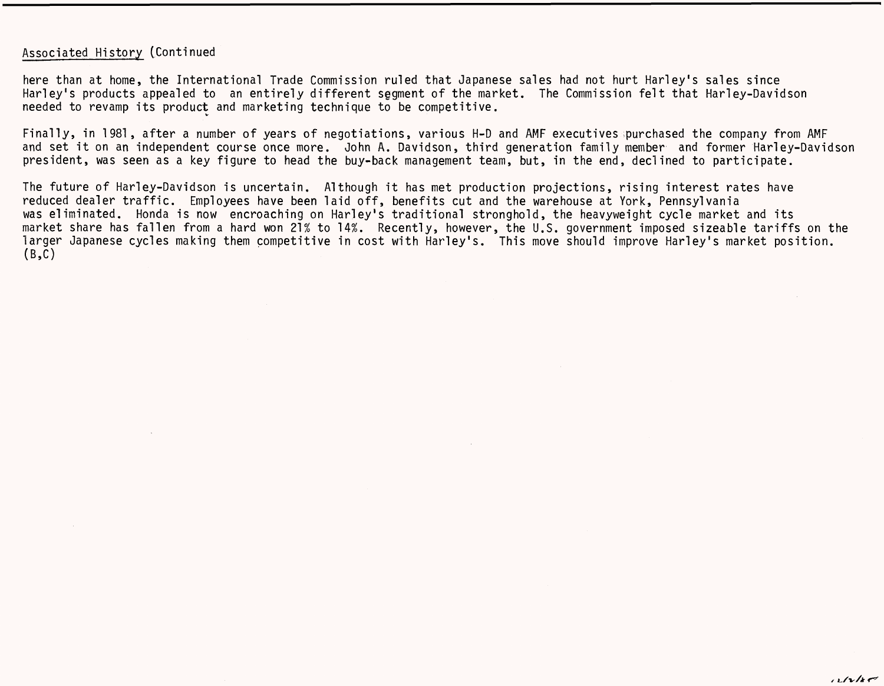Associated History (Continued

here than at home, the International Trade Commission ruled that Japanese sales had not hurt Harley's sales since Harley's products appealed to an entirely different segment of the market. The Commission felt that Harley-Davidson needed to revamp its product and marketing technique to be competitive.

Finally, in 1981, after a number of years of negotiations, various H-D and AMF executives purchased the company from AMF and set it on an independent course once more. John A. Davidson, third generation family member and former Harley-Davidson president, was seen as a key figure to head the buy-back management team, but, in the end, declined to participate.

The future of Harley-Davidson is uncertain. Although it has met production projections, rising interest rates have reduced dealer traffic. Employees have been laid off, benefits cut and the warehouse at York, Pennsylvania was eliminated. Honda is now encroaching on Harley's traditional stronghold, the heavyweight cycle market and its market share has fallen from a hard won 21% to 14%. Recently, however, the U.S. government imposed sizeable tariffs on the larger Japanese cycles making them competitive in cost with Harley's. This move should improve Harley's market position. (B,C)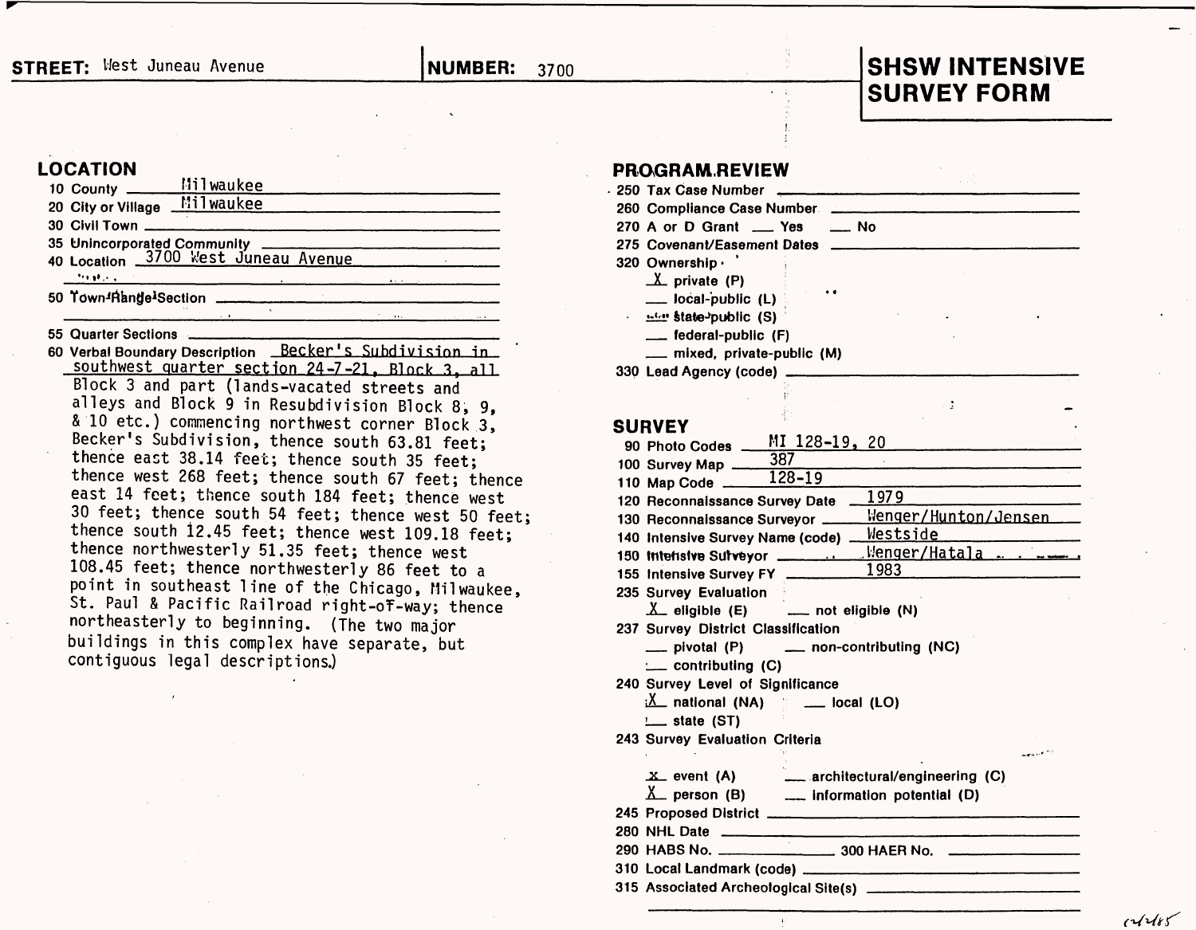**STREET:** West Juneau Avenue **NUMBER:** 3700

# SHSW INTENSIVE SURVEY FORM

## LOCATION

10 County Milwaukee

20 City or Village Milwaukee

30 Civil Town

35 Unincorporated Community

40 Location 3700 West Juneau Avenue

50 Town-Range-Section

55 Quarter Sections

60 Verbal Boundary Description Becker's Subdivision in southwest quarter section 24-7-21, Block 3, all Block 3 and part (lands-vacated streets and alleys and Block 9 in Resubdivision Block 8, 9, & 10 etc.) commencing northwest corner Block 3, Becker's Subdivision, thence south 63.81 feet; thence east 38.14 feet; thence south 35 feet; thence west 268 feet; thence south 67 feet; thence east 14 feet; thence south 184 feet; thence west 30 feet; thence south 54 feet; thence west 50 feet; thence south 12.45 feet; thence west 109.18 feet; thence northwesterly 51.35 feet; thence west 108.45 feet; thence northwesterly 86 feet to a point in southeast line of the Chicago, Milwaukee, St. Paul & Pacific Railroad right-of-way; thence northeasterly to beginning. (The two major buildings in this complex have separate, but contiguous legal descriptions.)

## PROGRAM REVIEW

250 Tax Case Number

260 Compliance Case Number

270 A or D Grant ___ Yes ___ No

275 Covenant/Easement Dates

320 Ownership
- X private (P)
- ___ local-public (L)
- ___ state-public (S)
- ___ federal-public (F)
- ___ mixed, private-public (M)

330 Lead Agency (code)

## SURVEY

90 Photo Codes MI 128-19, 20

100 Survey Map 387

110 Map Code 128-19

120 Reconnaissance Survey Date 1979

130 Reconnaissance Surveyor Wenger/Hunton/Jensen

140 Intensive Survey Name (code) Westside

150 Intensive Surveyor Wenger/Hatala

155 Intensive Survey FY 1983

235 Survey Evaluation
- X eligible (E)
- ___ not eligible (N)

237 Survey District Classification
- ___ pivotal (P)
- ___ non-contributing (NC)
- ___ contributing (C)

240 Survey Level of Significance
- X national (NA)
- ___ local (LO)
- ___ state (ST)

243 Survey Evaluation Criteria
- X event (A)
- ___ architectural/engineering (C)
- X person (B)
- ___ information potential (D)

245 Proposed District

280 NHL Date

290 HABS No. 300 HAER No.

310 Local Landmark (code)

315 Associated Archeological Site(s)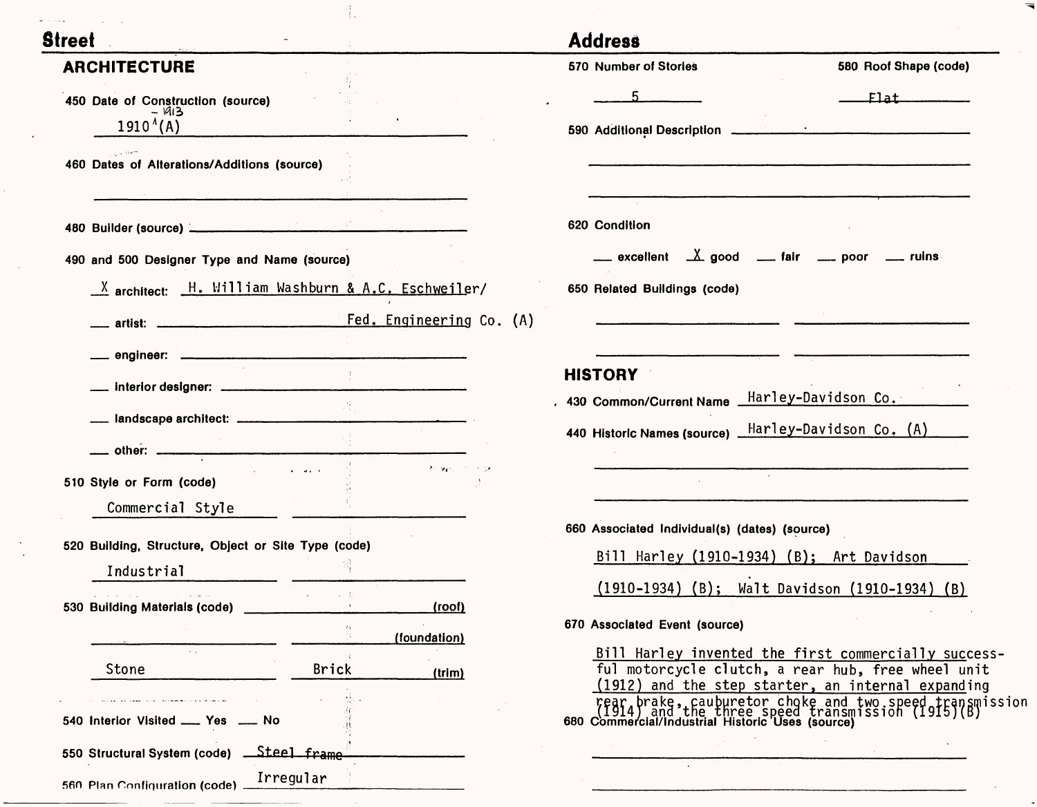**Street** **Address**

## ARCHITECTURE

**450 Date of Construction (source)**

1910 - 1913 (A)

**460 Dates of Alterations/Additions (source)**

**480 Builder (source)**

**490 and 500 Designer Type and Name (source)**

X architect: H. William Washburn & A.C. Eschweiler/ Fed. Engineering Co. (A)

___ artist:

___ engineer:

___ interior designer:

___ landscape architect:

___ other:

**510 Style or Form (code)**

Commercial Style

**520 Building, Structure, Object or Site Type (code)**

Industrial

**530 Building Materials (code)**

(roof)

(foundation)

Stone | Brick (trim)

**540 Interior Visited** ___ Yes ___ No

**550 Structural System (code)** Steel frame

**560 Plan Configuration (code)** Irregular

**570 Number of Stories**

5

**580 Roof Shape (code)**

Flat

**590 Additional Description**

**620 Condition**

___ excellent X good ___ fair ___ poor ___ ruins

**650 Related Buildings (code)**

## HISTORY

**430 Common/Current Name** Harley-Davidson Co.

**440 Historic Names (source)** Harley-Davidson Co. (A)

**660 Associated Individual(s) (dates) (source)**

Bill Harley (1910-1934) (B); Art Davidson (1910-1934) (B); Walt Davidson (1910-1934) (B)

**670 Associated Event (source)**

Bill Harley invented the first commercially successful motorcycle clutch, a rear hub, free wheel unit (1912) and the step starter, an internal expanding rear brake, cauburetor choke and two speed transmission (1914) and the three speed transmission (1915)(B)

**680 Commercial/Industrial Historic Uses (source)**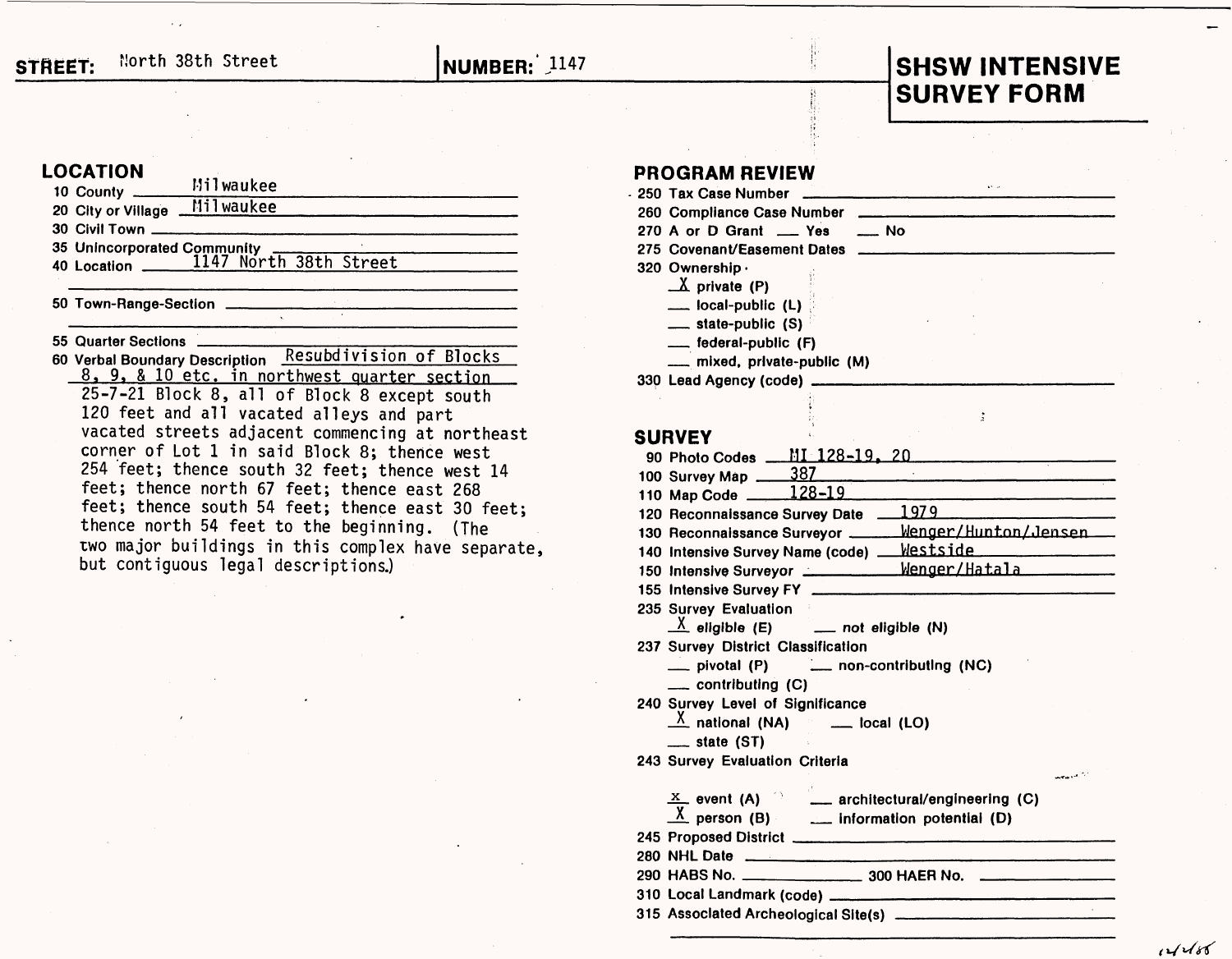**STREET:** North 38th Street | **NUMBER:** 1147

# SHSW INTENSIVE SURVEY FORM

## LOCATION

10 County Milwaukee
20 City or Village Milwaukee
30 Civil Town
35 Unincorporated Community
40 Location 1147 North 38th Street

50 Town-Range-Section

55 Quarter Sections
60 Verbal Boundary Description Resubdivision of Blocks 8, 9, & 10 etc. in northwest quarter section 25-7-21 Block 8, all of Block 8 except south 120 feet and all vacated alleys and part vacated streets adjacent commencing at northeast corner of Lot 1 in said Block 8; thence west 254 feet; thence south 32 feet; thence west 14 feet; thence north 67 feet; thence east 268 feet; thence south 54 feet; thence east 30 feet; thence north 54 feet to the beginning. (The two major buildings in this complex have separate, but contiguous legal descriptions.)

## PROGRAM REVIEW

250 Tax Case Number
260 Compliance Case Number
270 A or D Grant ___ Yes ___ No
275 Covenant/Easement Dates
320 Ownership
- X private (P)
- ___ local-public (L)
- ___ state-public (S)
- ___ federal-public (F)
- ___ mixed, private-public (M)

330 Lead Agency (code)

## SURVEY

90 Photo Codes MI 128-19, 20
100 Survey Map 387
110 Map Code 128-19
120 Reconnaissance Survey Date 1979
130 Reconnaissance Surveyor Wenger/Hunton/Jensen
140 Intensive Survey Name (code) Westside
150 Intensive Surveyor Wenger/Hatala
155 Intensive Survey FY
235 Survey Evaluation
- X eligible (E)
- ___ not eligible (N)

237 Survey District Classification
- ___ pivotal (P)
- ___ non-contributing (NC)
- ___ contributing (C)

240 Survey Level of Significance
- X national (NA)
- ___ local (LO)
- ___ state (ST)

243 Survey Evaluation Criteria
- X event (A)
- ___ architectural/engineering (C)
- X person (B)
- ___ information potential (D)

245 Proposed District
280 NHL Date
290 HABS No. 300 HAER No.
310 Local Landmark (code)
315 Associated Archeological Site(s)

12/2/88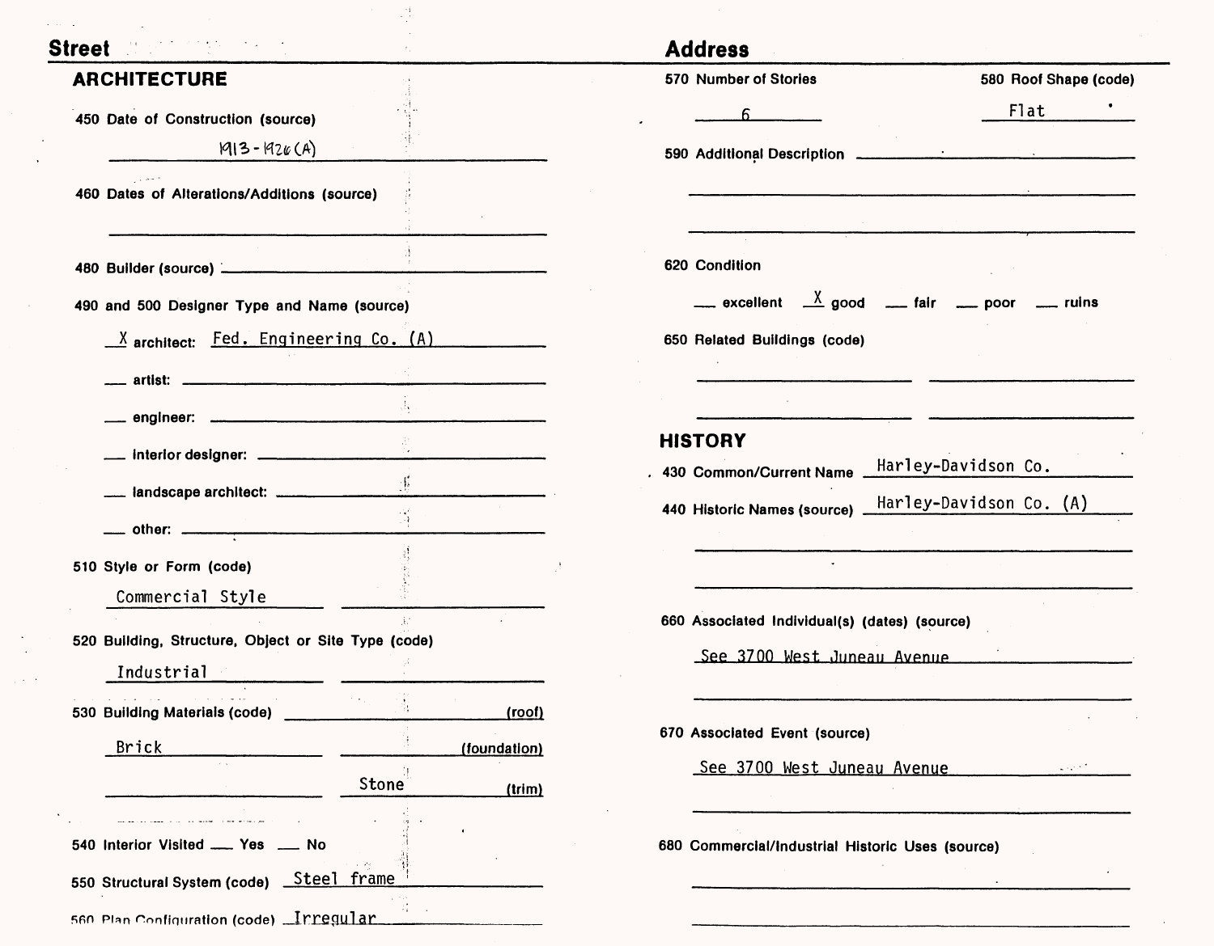**Street** **Address**

## ARCHITECTURE

**450 Date of Construction (source)**
1913 - 1926 (A)

**460 Dates of Alterations/Additions (source)**

**480 Builder (source)**

**490 and 500 Designer Type and Name (source)**

X architect: Fed. Engineering Co. (A)

\_\_ artist:

\_\_ engineer:

\_\_ interior designer:

\_\_ landscape architect:

\_\_ other:

**510 Style or Form (code)**
Commercial Style

**520 Building, Structure, Object or Site Type (code)**
Industrial

**530 Building Materials (code)**

(roof):

Brick (foundation):

Stone (trim)

**540 Interior Visited** \_\_ Yes \_\_ No

**550 Structural System (code)** Steel frame

**560 Plan Configuration (code)** Irregular

**570 Number of Stories**
6

**580 Roof Shape (code)**
Flat

**590 Additional Description**

**620 Condition**

\_\_ excellent X good \_\_ fair \_\_ poor \_\_ ruins

**650 Related Buildings (code)**

## HISTORY

**430 Common/Current Name** Harley-Davidson Co.

**440 Historic Names (source)** Harley-Davidson Co. (A)

**660 Associated Individual(s) (dates) (source)**
See 3700 West Juneau Avenue

**670 Associated Event (source)**
See 3700 West Juneau Avenue

**680 Commercial/Industrial Historic Uses (source)**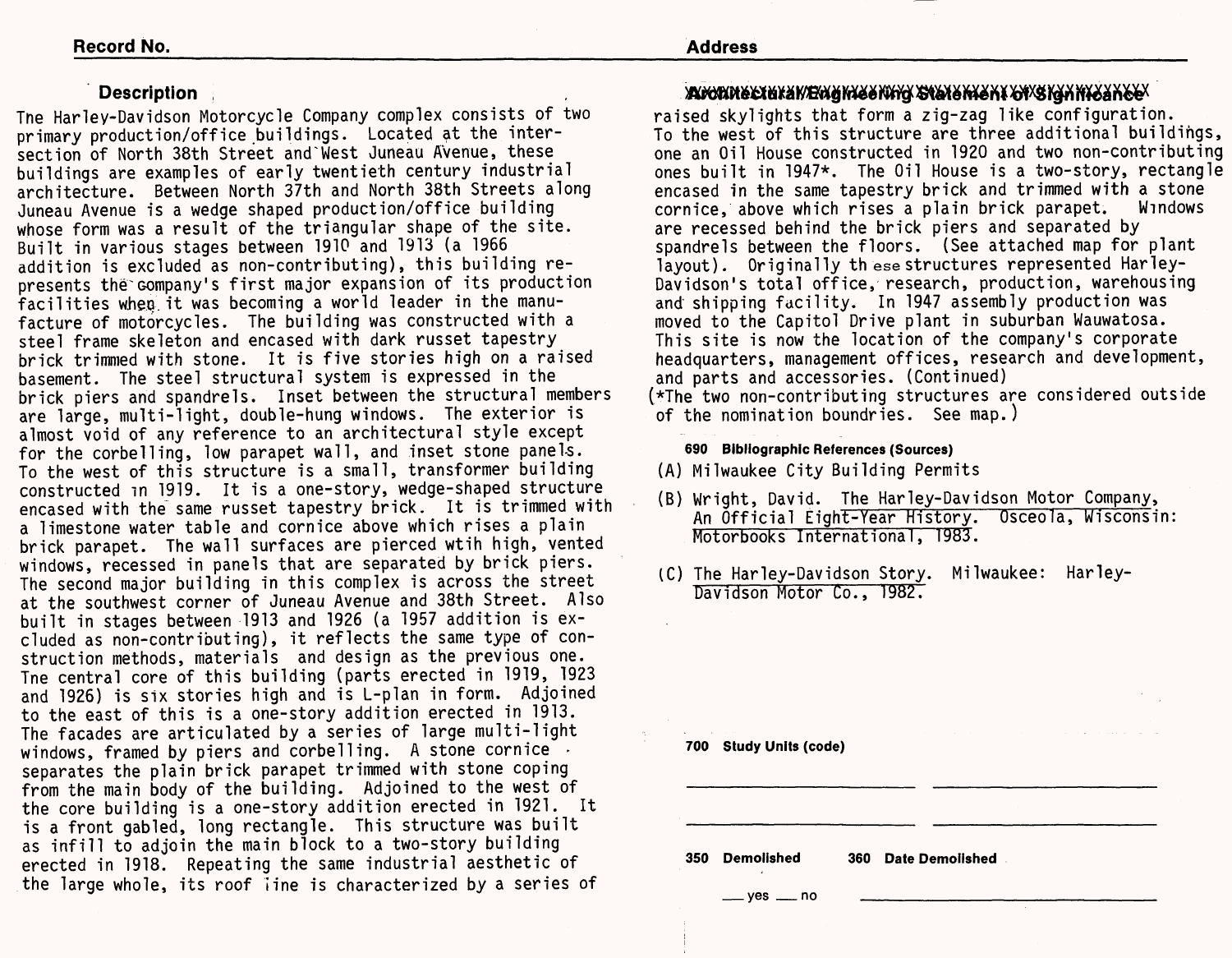**Record No.** **Address**

## Description

The Harley-Davidson Motorcycle Company complex consists of two primary production/office buildings. Located at the intersection of North 38th Street and West Juneau Avenue, these buildings are examples of early twentieth century industrial architecture. Between North 37th and North 38th Streets along Juneau Avenue is a wedge shaped production/office building whose form was a result of the triangular shape of the site. Built in various stages between 1910 and 1913 (a 1966 addition is excluded as non-contributing), this building represents the company's first major expansion of its production facilities when it was becoming a world leader in the manufacture of motorcycles. The building was constructed with a steel frame skeleton and encased with dark russet tapestry brick trimmed with stone. It is five stories high on a raised basement. The steel structural system is expressed in the brick piers and spandrels. Inset between the structural members are large, multi-light, double-hung windows. The exterior is almost void of any reference to an architectural style except for the corbelling, low parapet wall, and inset stone panels. To the west of this structure is a small, transformer building constructed in 1919. It is a one-story, wedge-shaped structure encased with the same russet tapestry brick. It is trimmed with a limestone water table and cornice above which rises a plain brick parapet. The wall surfaces are pierced wtih high, vented windows, recessed in panels that are separated by brick piers. The second major building in this complex is across the street at the southwest corner of Juneau Avenue and 38th Street. Also built in stages between 1913 and 1926 (a 1957 addition is excluded as non-contributing), it reflects the same type of construction methods, materials and design as the previous one. The central core of this building (parts erected in 1919, 1923 and 1926) is six stories high and is L-plan in form. Adjoined to the east of this is a one-story addition erected in 1913. The facades are articulated by a series of large multi-light windows, framed by piers and corbelling. A stone cornice separates the plain brick parapet trimmed with stone coping from the main body of the building. Adjoined to the west of the core building is a one-story addition erected in 1921. It is a front gabled, long rectangle. This structure was built as infill to adjoin the main block to a two-story building erected in 1918. Repeating the same industrial aesthetic of the large whole, its roof line is characterized by a series of

## ~~Architectural/Engineering Statement of Significance~~

raised skylights that form a zig-zag like configuration. To the west of this structure are three additional buildings, one an Oil House constructed in 1920 and two non-contributing ones built in 1947*. The Oil House is a two-story, rectangle encased in the same tapestry brick and trimmed with a stone cornice, above which rises a plain brick parapet. Windows are recessed behind the brick piers and separated by spandrels between the floors. (See attached map for plant layout). Originally these structures represented Harley-Davidson's total office, research, production, warehousing and shipping facility. In 1947 assembly production was moved to the Capitol Drive plant in suburban Wauwatosa. This site is now the location of the company's corporate headquarters, management offices, research and development, and parts and accessories. (Continued)

(*The two non-contributing structures are considered outside of the nomination boundries. See map.)

**690 Bibliographic References (Sources)**

(A) Milwaukee City Building Permits

(B) Wright, David. The Harley-Davidson Motor Company, An Official Eight-Year History. Osceola, Wisconsin: Motorbooks International, 1983.

(C) The Harley-Davidson Story. Milwaukee: Harley-Davidson Motor Co., 1982.

**700 Study Units (code)**

**350 Demolished** ___ yes ___ no

**360 Date Demolished**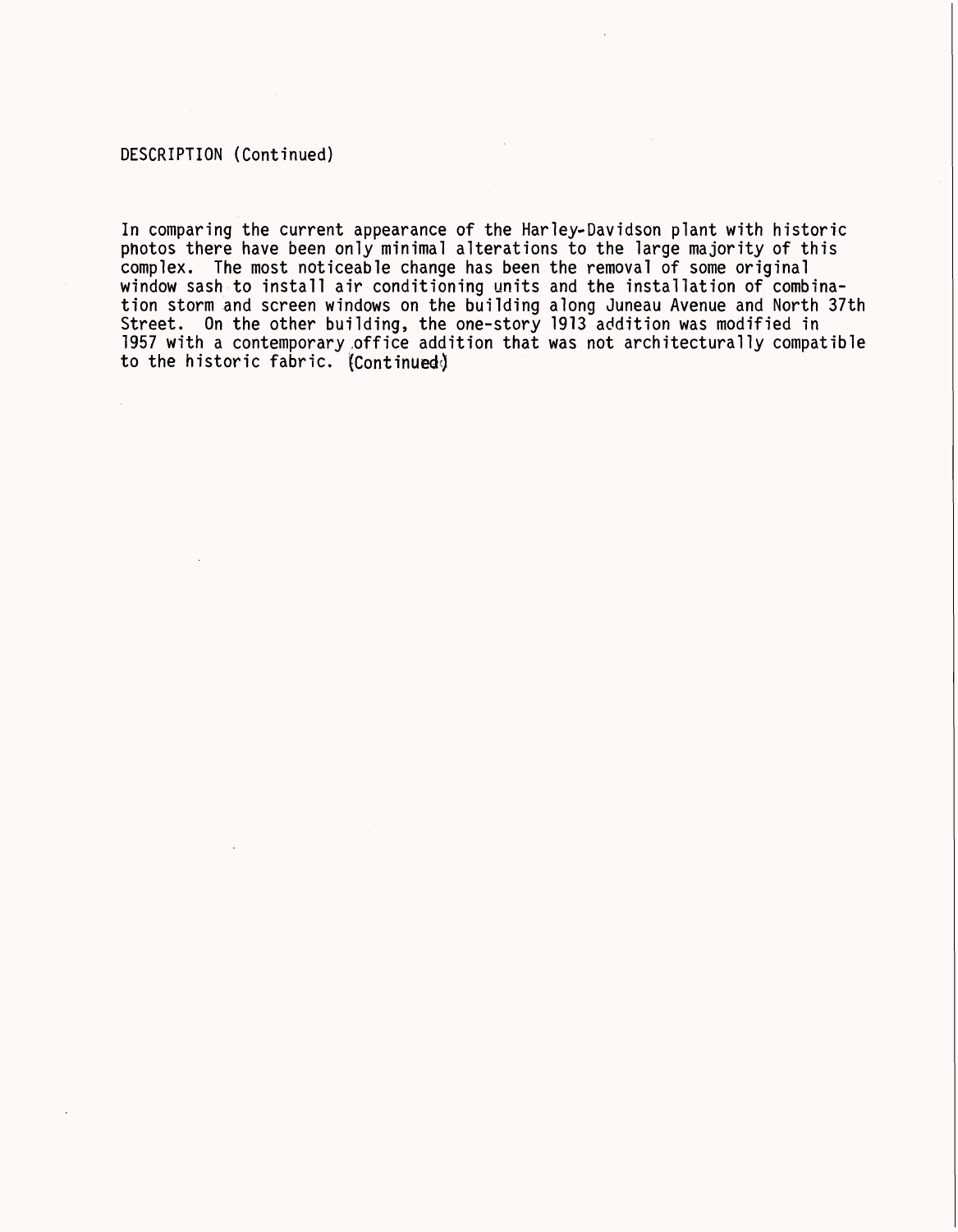DESCRIPTION (Continued)

In comparing the current appearance of the Harley-Davidson plant with historic photos there have been only minimal alterations to the large majority of this complex. The most noticeable change has been the removal of some original window sash to install air conditioning units and the installation of combination storm and screen windows on the building along Juneau Avenue and North 37th Street. On the other building, the one-story 1913 addition was modified in 1957 with a contemporary office addition that was not architecturally compatible to the historic fabric. (Continued)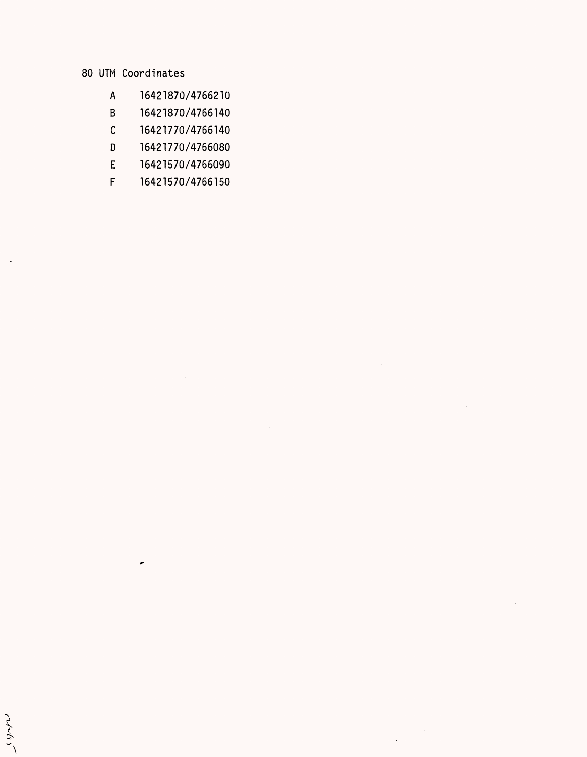80 UTM Coordinates

| | |
|---|---|
| A | 16421870/4766210 |
| B | 16421870/4766140 |
| C | 16421770/4766140 |
| D | 16421770/4766080 |
| E | 16421570/4766090 |
| F | 16421570/4766150 |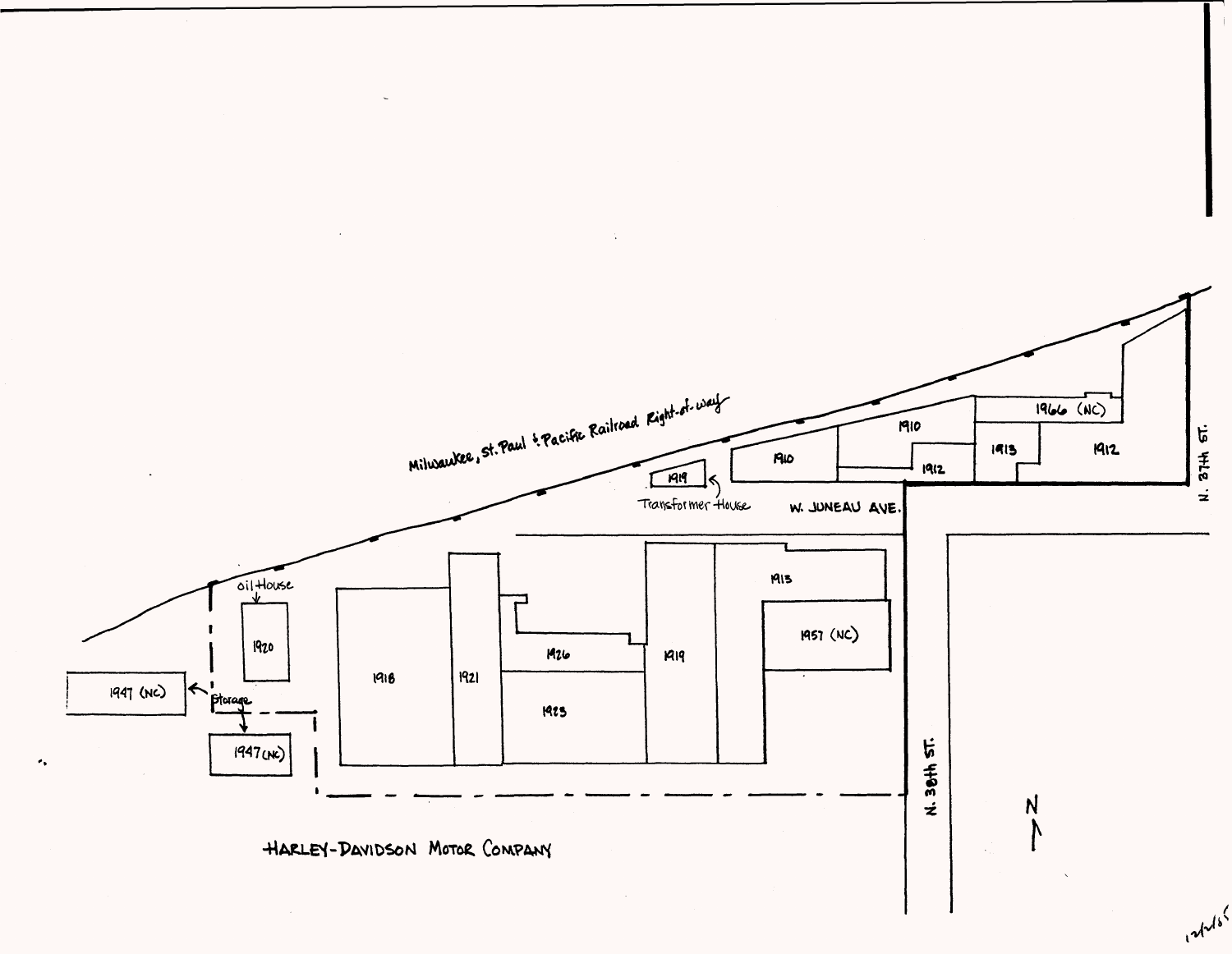Milwaukee, St. Paul & Pacific Railroad Right-of-way

1910

1910

1912

1913

1966 (NC)

1912

1919

Transformer House

W. JUNEAU AVE.

N. 37th ST.

Oil House

1920

1913

1957 (NC)

1918

1921

1926

1919

1923

1947 (NC)

Storage

1947 (NC)

N. 38th ST.

N

HARLEY-DAVIDSON MOTOR COMPANY

12/2/85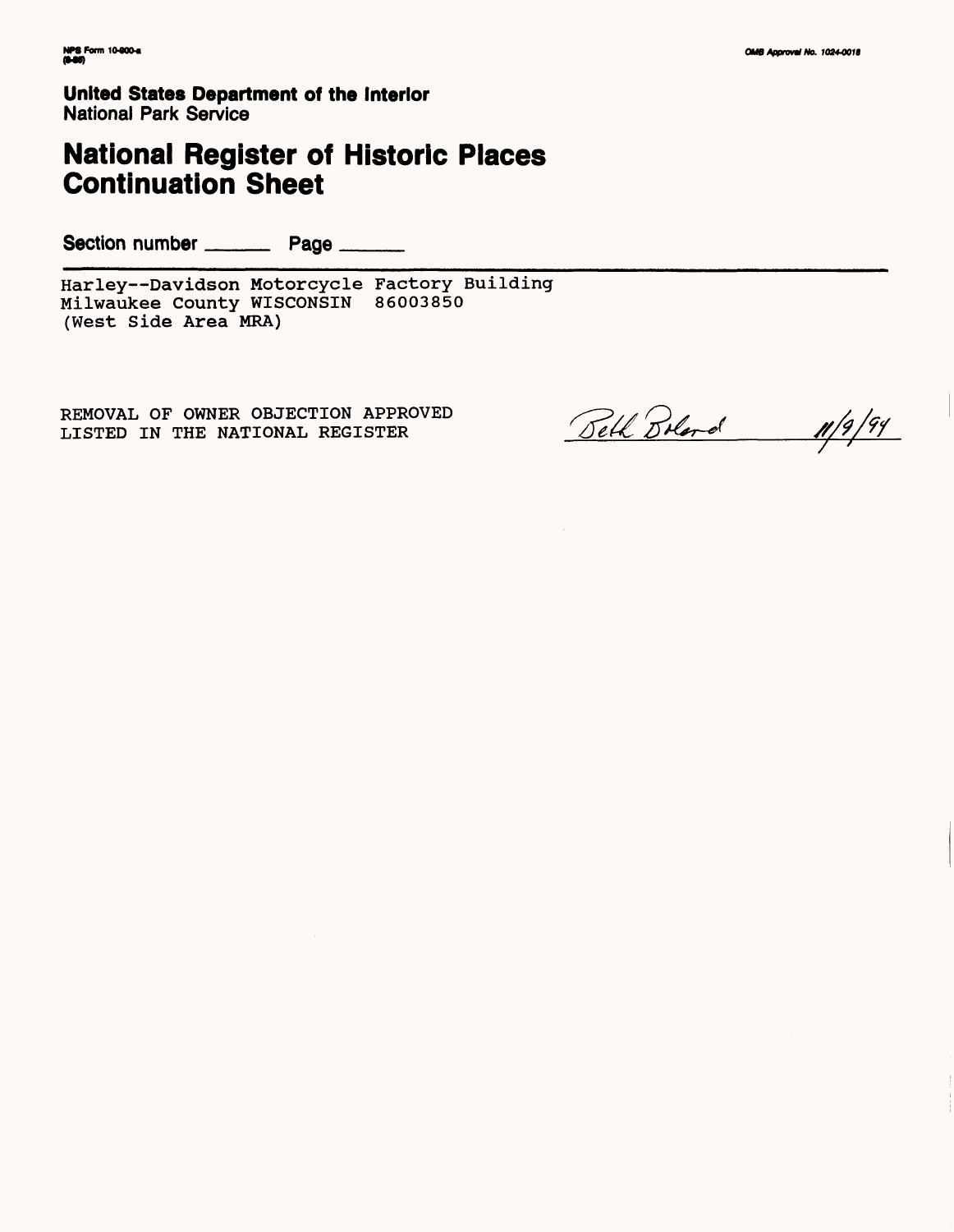NPS Form 10-900-a
(8-86)

OMB Approval No. 1024-0018

**United States Department of the Interior**
National Park Service

# National Register of Historic Places Continuation Sheet

Section number ______ Page ______

Harley--Davidson Motorcycle Factory Building
Milwaukee County WISCONSIN 86003850
(West Side Area MRA)

REMOVAL OF OWNER OBJECTION APPROVED
LISTED IN THE NATIONAL REGISTER

Beth Boland 11/9/94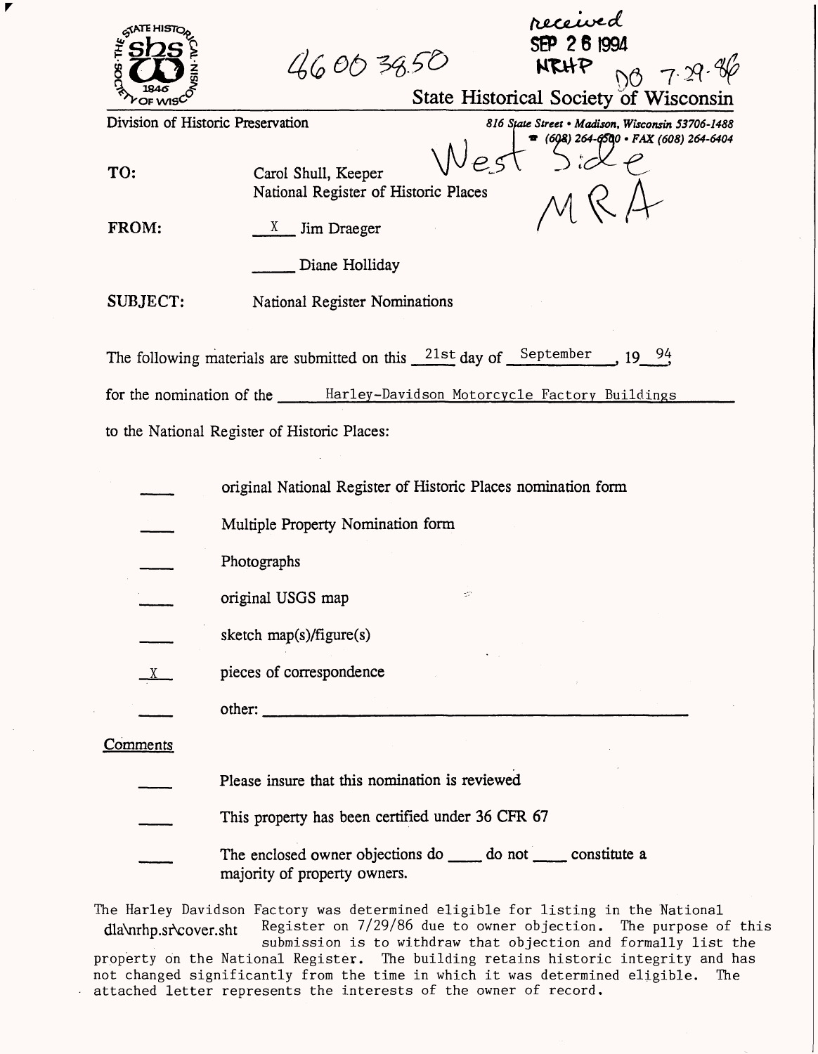THE STATE HISTORICAL SOCIETY OF WISCONSIN 1846

46003850

received
SEP 26 1994
NRHP
DO 7-29-86

State Historical Society of Wisconsin

Division of Historic Preservation

*816 State Street • Madison, Wisconsin 53706-1488*
*☎ (608) 264-6500 • FAX (608) 264-6404*

West Side
MRA

**TO:** Carol Shull, Keeper
National Register of Historic Places

**FROM:** X Jim Draeger

\_\_\_\_ Diane Holliday

**SUBJECT:** National Register Nominations

The following materials are submitted on this 21st day of September, 19 94 for the nomination of the Harley-Davidson Motorcycle Factory Buildings to the National Register of Historic Places:

- \_\_\_\_ original National Register of Historic Places nomination form
- \_\_\_\_ Multiple Property Nomination form
- \_\_\_\_ Photographs
- \_\_\_\_ original USGS map
- \_\_\_\_ sketch map(s)/figure(s)
- X pieces of correspondence
- \_\_\_\_ other: \_\_\_\_

Comments

- \_\_\_\_ Please insure that this nomination is reviewed
- \_\_\_\_ This property has been certified under 36 CFR 67
- \_\_\_\_ The enclosed owner objections do \_\_\_\_ do not \_\_\_\_ constitute a majority of property owners.

The Harley Davidson Factory was determined eligible for listing in the National Register on 7/29/86 due to owner objection. The purpose of this submission is to withdraw that objection and formally list the property on the National Register. The building retains historic integrity and has not changed significantly from the time in which it was determined eligible. The attached letter represents the interests of the owner of record.

dla\nrhp.sr\cover.sht